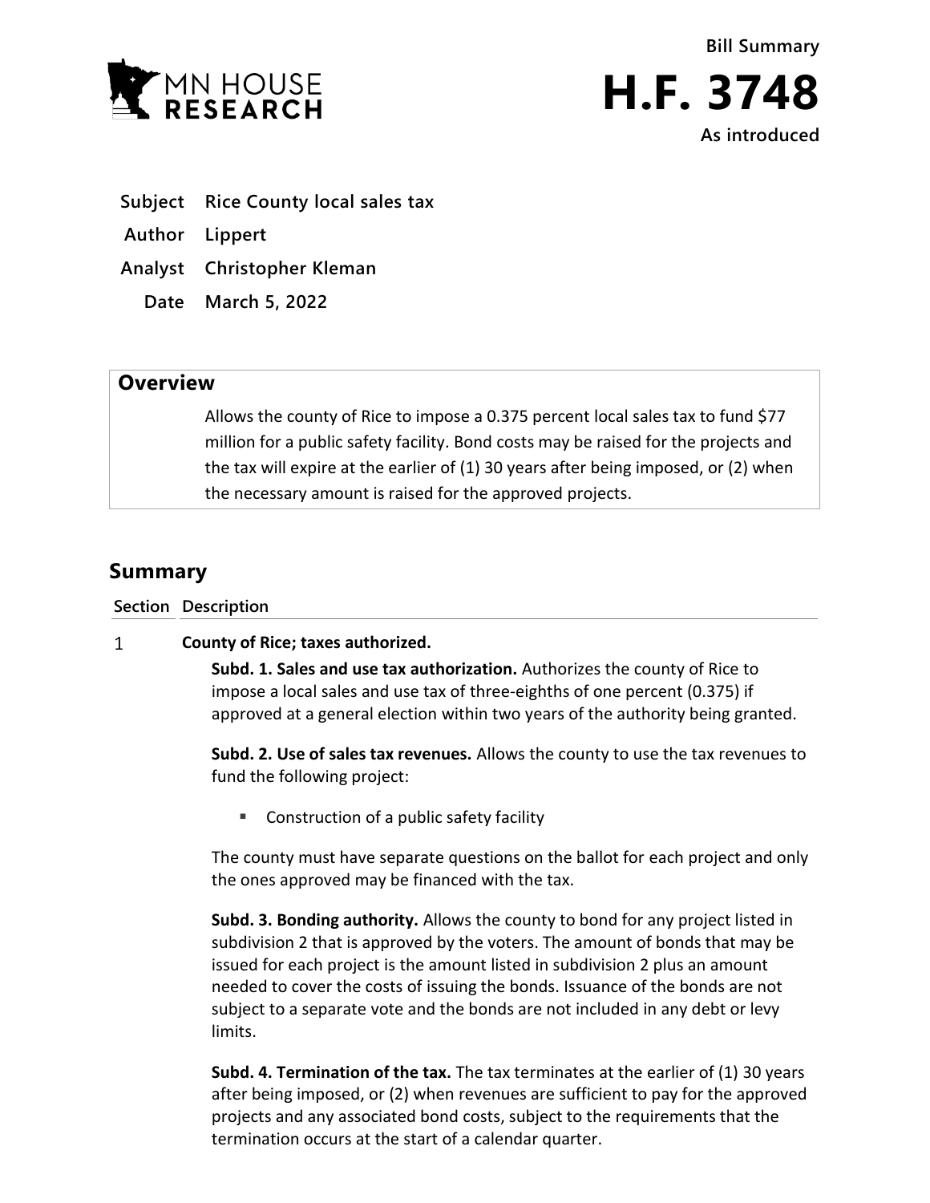Bill Summary

# H.F. 3748

As introduced

**Subject** Rice County local sales tax

**Author** Lippert

**Analyst** Christopher Kleman

**Date** March 5, 2022

## Overview

Allows the county of Rice to impose a 0.375 percent local sales tax to fund $77 million for a public safety facility. Bond costs may be raised for the projects and the tax will expire at the earlier of (1) 30 years after being imposed, or (2) when the necessary amount is raised for the approved projects.

## Summary

| Section | Description |
|---|---|

### 1 County of Rice; taxes authorized.

**Subd. 1. Sales and use tax authorization.** Authorizes the county of Rice to impose a local sales and use tax of three-eighths of one percent (0.375) if approved at a general election within two years of the authority being granted.

**Subd. 2. Use of sales tax revenues.** Allows the county to use the tax revenues to fund the following project:

- Construction of a public safety facility

The county must have separate questions on the ballot for each project and only the ones approved may be financed with the tax.

**Subd. 3. Bonding authority.** Allows the county to bond for any project listed in subdivision 2 that is approved by the voters. The amount of bonds that may be issued for each project is the amount listed in subdivision 2 plus an amount needed to cover the costs of issuing the bonds. Issuance of the bonds are not subject to a separate vote and the bonds are not included in any debt or levy limits.

**Subd. 4. Termination of the tax.** The tax terminates at the earlier of (1) 30 years after being imposed, or (2) when revenues are sufficient to pay for the approved projects and any associated bond costs, subject to the requirements that the termination occurs at the start of a calendar quarter.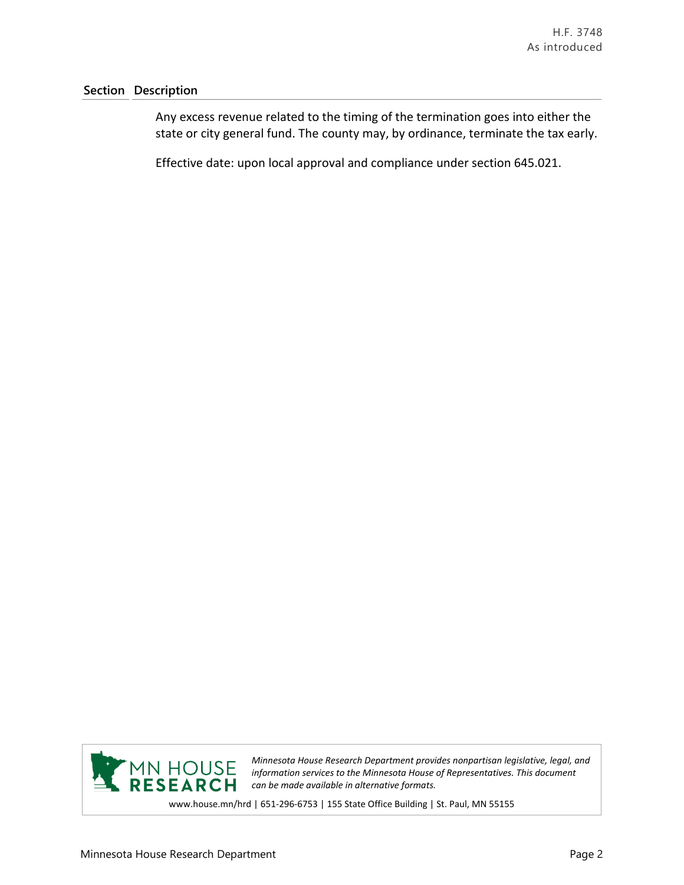| Section | Description |
|---|---|
| | Any excess revenue related to the timing of the termination goes into either the state or city general fund. The county may, by ordinance, terminate the tax early.<br><br>Effective date: upon local approval and compliance under section 645.021. |

*Minnesota House Research Department provides nonpartisan legislative, legal, and information services to the Minnesota House of Representatives. This document can be made available in alternative formats.*

www.house.mn/hrd | 651-296-6753 | 155 State Office Building | St. Paul, MN 55155